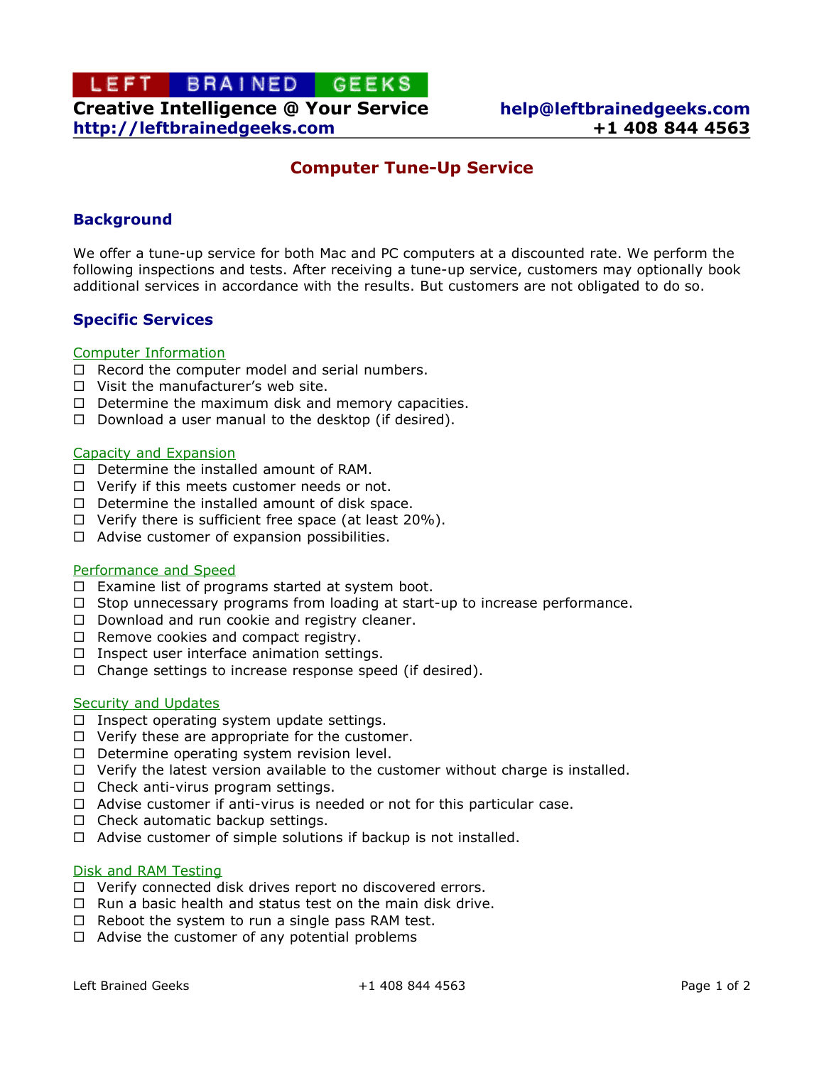**LEFT BRAINED GEEKS**

**Creative Intelligence @ Your Service**
**http://leftbrainedgeeks.com**

**help@leftbrainedgeeks.com**
**+1 408 844 4563**

# Computer Tune-Up Service

## Background

We offer a tune-up service for both Mac and PC computers at a discounted rate. We perform the following inspections and tests. After receiving a tune-up service, customers may optionally book additional services in accordance with the results. But customers are not obligated to do so.

## Specific Services

### Computer Information

- ☐ Record the computer model and serial numbers.
- ☐ Visit the manufacturer's web site.
- ☐ Determine the maximum disk and memory capacities.
- ☐ Download a user manual to the desktop (if desired).

### Capacity and Expansion

- ☐ Determine the installed amount of RAM.
- ☐ Verify if this meets customer needs or not.
- ☐ Determine the installed amount of disk space.
- ☐ Verify there is sufficient free space (at least 20%).
- ☐ Advise customer of expansion possibilities.

### Performance and Speed

- ☐ Examine list of programs started at system boot.
- ☐ Stop unnecessary programs from loading at start-up to increase performance.
- ☐ Download and run cookie and registry cleaner.
- ☐ Remove cookies and compact registry.
- ☐ Inspect user interface animation settings.
- ☐ Change settings to increase response speed (if desired).

### Security and Updates

- ☐ Inspect operating system update settings.
- ☐ Verify these are appropriate for the customer.
- ☐ Determine operating system revision level.
- ☐ Verify the latest version available to the customer without charge is installed.
- ☐ Check anti-virus program settings.
- ☐ Advise customer if anti-virus is needed or not for this particular case.
- ☐ Check automatic backup settings.
- ☐ Advise customer of simple solutions if backup is not installed.

### Disk and RAM Testing

- ☐ Verify connected disk drives report no discovered errors.
- ☐ Run a basic health and status test on the main disk drive.
- ☐ Reboot the system to run a single pass RAM test.
- ☐ Advise the customer of any potential problems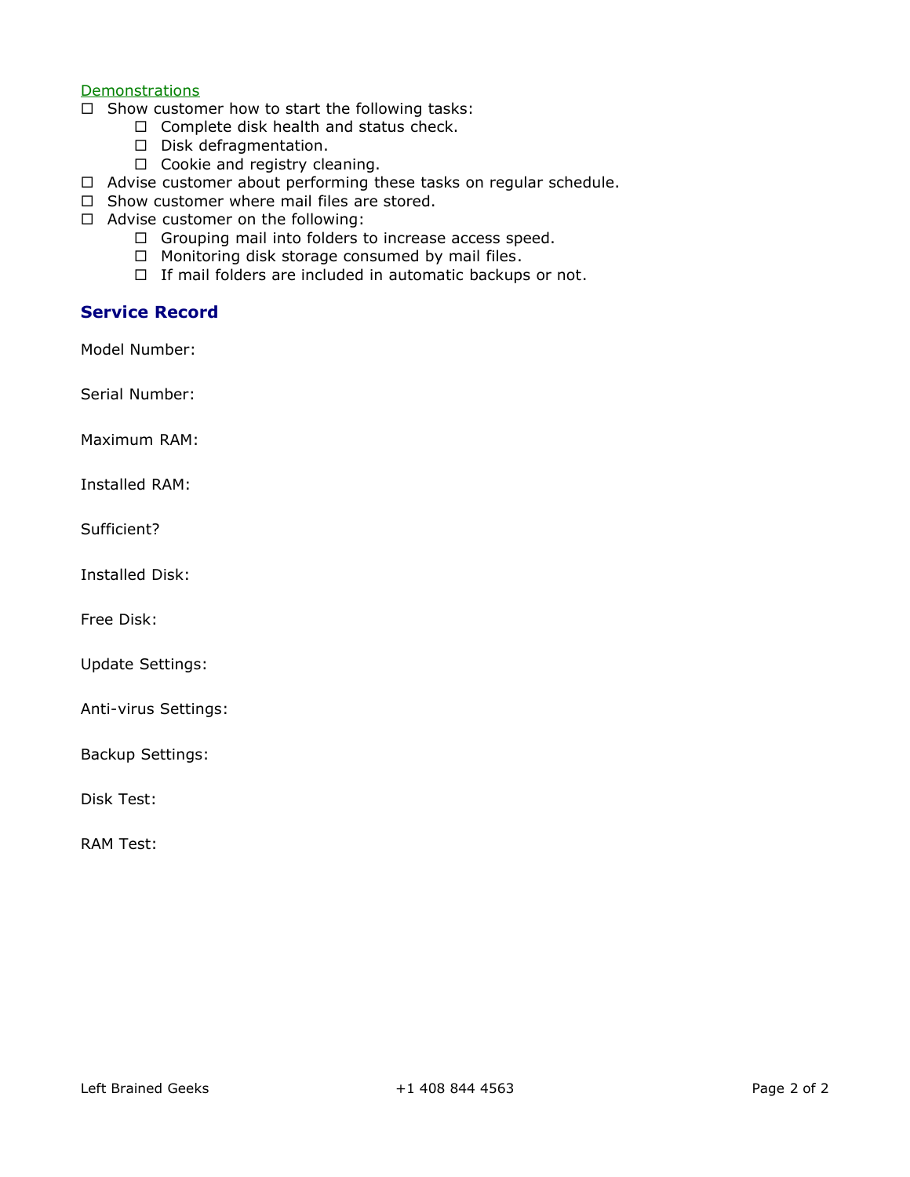Demonstrations

- ☐ Show customer how to start the following tasks:
    - ☐ Complete disk health and status check.
    - ☐ Disk defragmentation.
    - ☐ Cookie and registry cleaning.
- ☐ Advise customer about performing these tasks on regular schedule.
- ☐ Show customer where mail files are stored.
- ☐ Advise customer on the following:
    - ☐ Grouping mail into folders to increase access speed.
    - ☐ Monitoring disk storage consumed by mail files.
    - ☐ If mail folders are included in automatic backups or not.

## Service Record

Model Number:

Serial Number:

Maximum RAM:

Installed RAM:

Sufficient?

Installed Disk:

Free Disk:

Update Settings:

Anti-virus Settings:

Backup Settings:

Disk Test:

RAM Test: